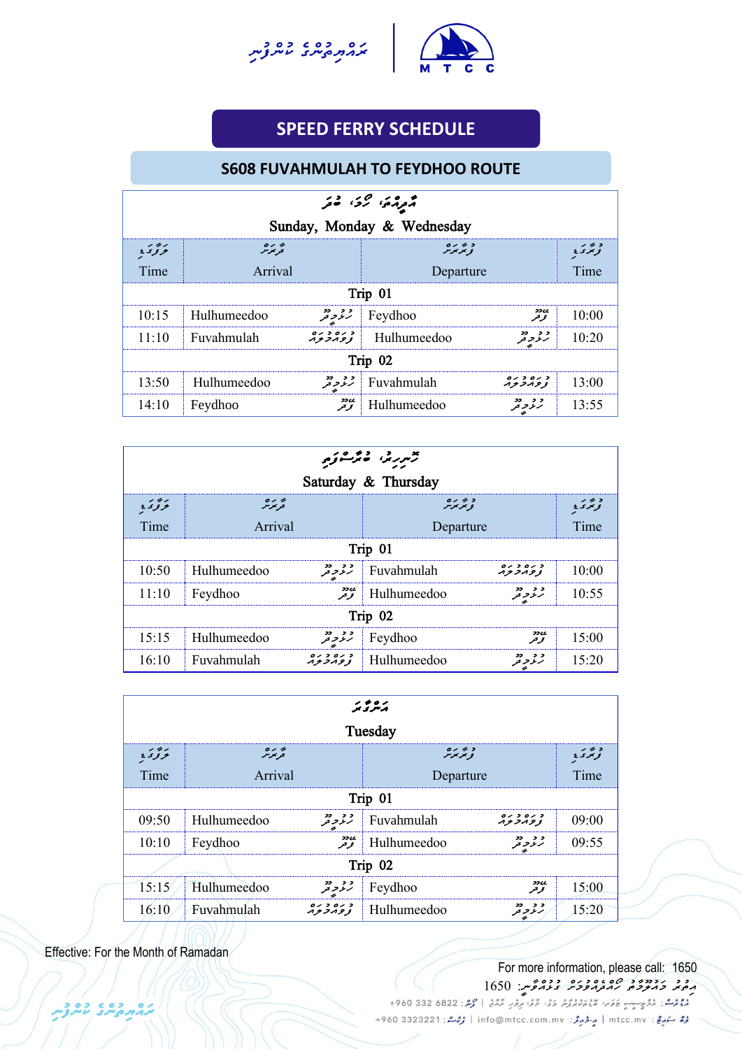ރައްޔިތުންގެ ކުންފުނި

M T C C

# SPEED FERRY SCHEDULE

## S608 FUVAHMULAH TO FEYDHOO ROUTE

### އާދިއްތަ، ހޯމަ، ބުދަ
### Sunday, Monday & Wednesday

| ވަޑާ ވަގުތު<br>Time | ވަޑާ ތަން<br>Arrival | | ފުރާ ތަން<br>Departure | | ފުރާ ވަގުތު<br>Time |
|---|---|---|---|---|---|
| **Trip 01** | | | | | |
| 10:15 | Hulhumeedoo | ހުޅުމީދޫ | Feydhoo | ފޭދޫ | 10:00 |
| 11:10 | Fuvahmulah | ފުވައްމުލައް | Hulhumeedoo | ހުޅުމީދޫ | 10:20 |
| **Trip 02** | | | | | |
| 13:50 | Hulhumeedoo | ހުޅުމީދޫ | Fuvahmulah | ފުވައްމުލައް | 13:00 |
| 14:10 | Feydhoo | ފޭދޫ | Hulhumeedoo | ހުޅުމީދޫ | 13:55 |

### ހޮނިހިރު، ބުރާސްފަތި
### Saturday & Thursday

| ވަޑާ ވަގުތު<br>Time | ވަޑާ ތަން<br>Arrival | | ފުރާ ތަން<br>Departure | | ފުރާ ވަގުތު<br>Time |
|---|---|---|---|---|---|
| **Trip 01** | | | | | |
| 10:50 | Hulhumeedoo | ހުޅުމީދޫ | Fuvahmulah | ފުވައްމުލައް | 10:00 |
| 11:10 | Feydhoo | ފޭދޫ | Hulhumeedoo | ހުޅުމީދޫ | 10:55 |
| **Trip 02** | | | | | |
| 15:15 | Hulhumeedoo | ހުޅުމީދޫ | Feydhoo | ފޭދޫ | 15:00 |
| 16:10 | Fuvahmulah | ފުވައްމުލައް | Hulhumeedoo | ހުޅުމީދޫ | 15:20 |

### އަންގާރަ
### Tuesday

| ވަޑާ ވަގުތު<br>Time | ވަޑާ ތަން<br>Arrival | | ފުރާ ތަން<br>Departure | | ފުރާ ވަގުތު<br>Time |
|---|---|---|---|---|---|
| **Trip 01** | | | | | |
| 09:50 | Hulhumeedoo | ހުޅުމީދޫ | Fuvahmulah | ފުވައްމުލައް | 09:00 |
| 10:10 | Feydhoo | ފޭދޫ | Hulhumeedoo | ހުޅުމީދޫ | 09:55 |
| **Trip 02** | | | | | |
| 15:15 | Hulhumeedoo | ހުޅުމީދޫ | Feydhoo | ފޭދޫ | 15:00 |
| 16:10 | Fuvahmulah | ފުވައްމުލައް | Hulhumeedoo | ހުޅުމީދޫ | 15:20 |

Effective: For the Month of Ramadan

For more information, please call: 1650

އިތުރު މަޢުލޫމާތު ހޯދުމަށް ގުޅުއްވާ: 1650

+960 332 6822 :ފޯން |

+960 3323221 :ފެކްސް | info@mtcc.com.mv :އީމެއިލް | mtcc.mv :ވެބްސައިޓް

ރައްޔިތުންގެ ކުންފުނި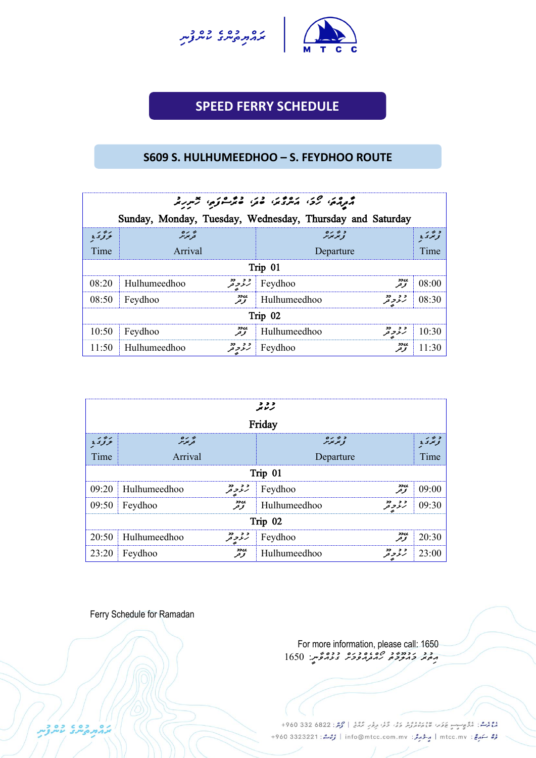## SPEED FERRY SCHEDULE

### S609 S. HULHUMEEDHOO – S. FEYDHOO ROUTE

| Sunday, Monday, Tuesday, Wednesday, Thursday and Saturday | | | |
|---|---|---|---|
| Time | Arrival | Departure | Time |
| **Trip 01** | | | |
| 08:20 | Hulhumeedhoo | Feydhoo | 08:00 |
| 08:50 | Feydhoo | Hulhumeedhoo | 08:30 |
| **Trip 02** | | | |
| 10:50 | Feydhoo | Hulhumeedhoo | 10:30 |
| 11:50 | Hulhumeedhoo | Feydhoo | 11:30 |

| Friday | | | |
|---|---|---|---|
| Time | Arrival | Departure | Time |
| **Trip 01** | | | |
| 09:20 | Hulhumeedhoo | Feydhoo | 09:00 |
| 09:50 | Feydhoo | Hulhumeedhoo | 09:30 |
| **Trip 02** | | | |
| 20:50 | Hulhumeedhoo | Feydhoo | 20:30 |
| 23:20 | Feydhoo | Hulhumeedhoo | 23:00 |

Ferry Schedule for Ramadan

For more information, please call: 1650

+960 332 6822 | +960 3323221 | info@mtcc.com.mv | mtcc.mv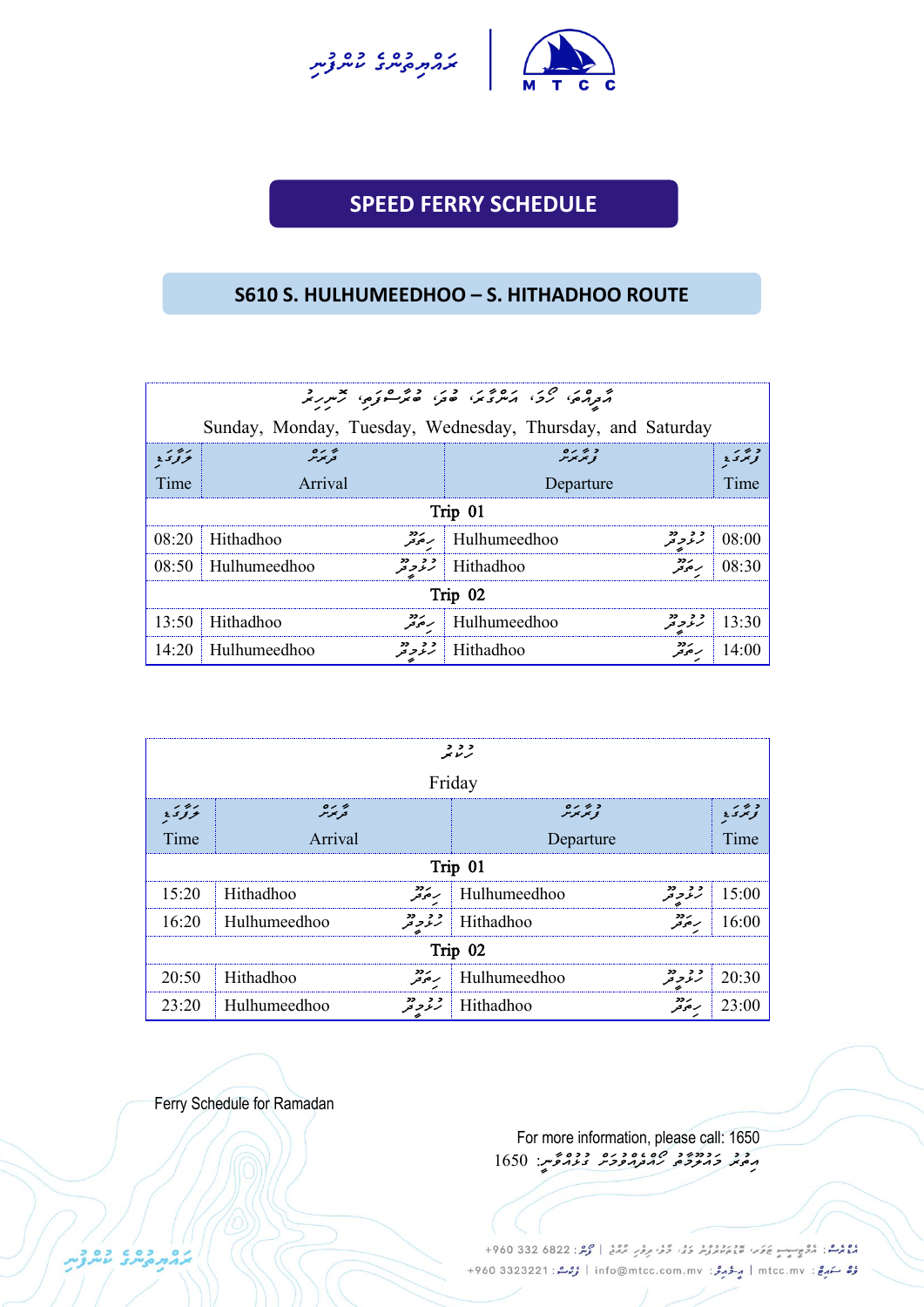ރައްޔިތުންގެ ކުންފުނި | MTCC

## SPEED FERRY SCHEDULE

### S610 S. HULHUMEEDHOO – S. HITHADHOO ROUTE

| ގަޑިއަށް / Time | Arrival | | Departure | | ގަޑިއަށް / Time |
|---|---|---|---|---|---|
| **Sunday, Monday, Tuesday, Wednesday, Thursday, and Saturday** | | | | | |
| **Trip 01** | | | | | |
| 08:20 | Hithadhoo | ހިތަދޫ | Hulhumeedhoo | ހުޅުމީދޫ | 08:00 |
| 08:50 | Hulhumeedhoo | ހުޅުމީދޫ | Hithadhoo | ހިތަދޫ | 08:30 |
| **Trip 02** | | | | | |
| 13:50 | Hithadhoo | ހިތަދޫ | Hulhumeedhoo | ހުޅުމީދޫ | 13:30 |
| 14:20 | Hulhumeedhoo | ހުޅުމީދޫ | Hithadhoo | ހިތަދޫ | 14:00 |

| ގަޑިއަށް / Time | Arrival | | Departure | | ގަޑިއަށް / Time |
|---|---|---|---|---|---|
| **ހުކުރު / Friday** | | | | | |
| **Trip 01** | | | | | |
| 15:20 | Hithadhoo | ހިތަދޫ | Hulhumeedhoo | ހުޅުމީދޫ | 15:00 |
| 16:20 | Hulhumeedhoo | ހުޅުމީދޫ | Hithadhoo | ހިތަދޫ | 16:00 |
| **Trip 02** | | | | | |
| 20:50 | Hithadhoo | ހިތަދޫ | Hulhumeedhoo | ހުޅުމީދޫ | 20:30 |
| 23:20 | Hulhumeedhoo | ހުޅުމީދޫ | Hithadhoo | ހިތަދޫ | 23:00 |

Ferry Schedule for Ramadan

For more information, please call: 1650

+960 332 6822 | info@mtcc.com.mv | mtcc.mv | +960 3323221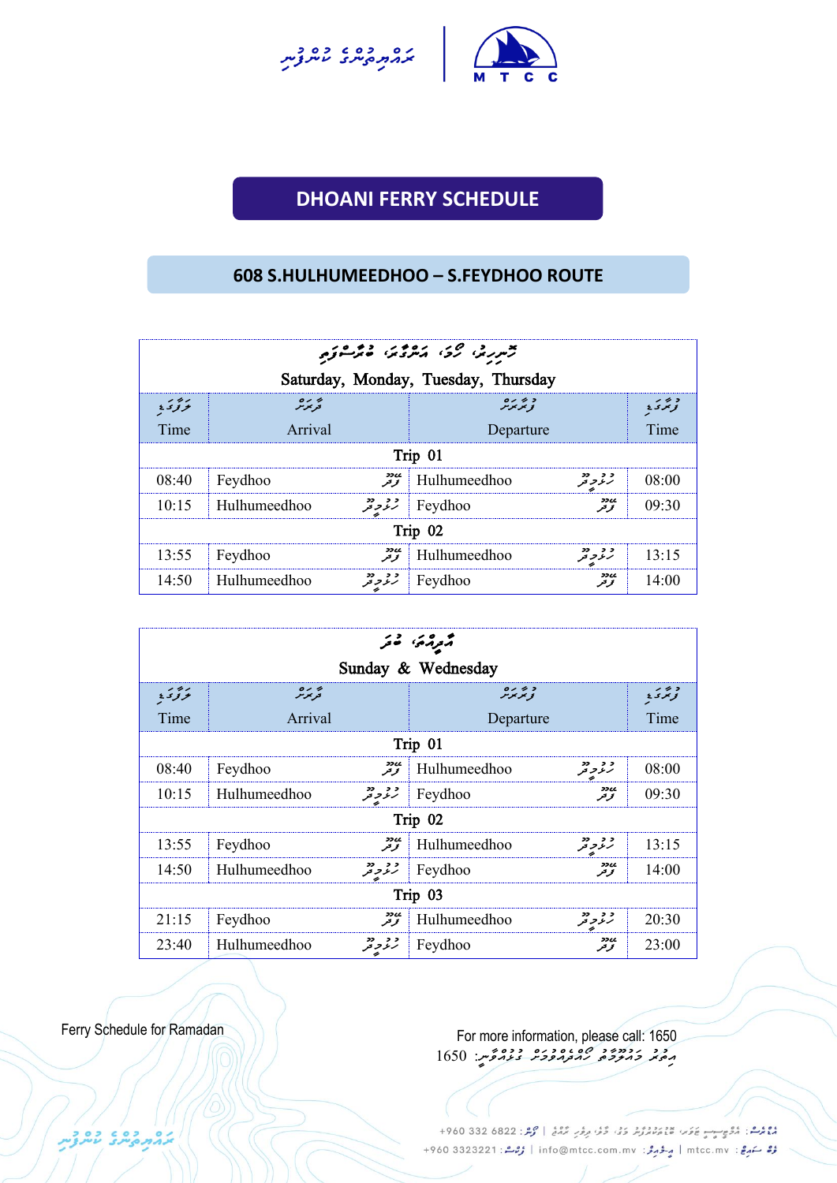ޓްރާންސްޕޯޓް ކޮންޕެނީ | MTCC

# DHOANI FERRY SCHEDULE

## 608 S.HULHUMEEDHOO – S.FEYDHOO ROUTE

| ހޮނިހިރު، ހޯމަ، އަންގާރަ، ބުރާސްފަތި<br>Saturday, Monday, Tuesday, Thursday | | | |
|---|---|---|---|
| ވަގުތު<br>Time | ފޯރާނެ<br>Arrival | ފުރާނެ<br>Departure | ވަގުތު<br>Time |
| **Trip 01** | | | |
| 08:40 | Feydhoo ފޭދޫ | Hulhumeedhoo ހުޅުމީދޫ | 08:00 |
| 10:15 | Hulhumeedhoo ހުޅުމީދޫ | Feydhoo ފޭދޫ | 09:30 |
| **Trip 02** | | | |
| 13:55 | Feydhoo ފޭދޫ | Hulhumeedhoo ހުޅުމީދޫ | 13:15 |
| 14:50 | Hulhumeedhoo ހުޅުމީދޫ | Feydhoo ފޭދޫ | 14:00 |

| އާދިއްތަ، ބުދަ<br>Sunday & Wednesday | | | |
|---|---|---|---|
| ވަގުތު<br>Time | ފޯރާނެ<br>Arrival | ފުރާނެ<br>Departure | ވަގުތު<br>Time |
| **Trip 01** | | | |
| 08:40 | Feydhoo ފޭދޫ | Hulhumeedhoo ހުޅުމީދޫ | 08:00 |
| 10:15 | Hulhumeedhoo ހުޅުމީދޫ | Feydhoo ފޭދޫ | 09:30 |
| **Trip 02** | | | |
| 13:55 | Feydhoo ފޭދޫ | Hulhumeedhoo ހުޅުމީދޫ | 13:15 |
| 14:50 | Hulhumeedhoo ހުޅުމީދޫ | Feydhoo ފޭދޫ | 14:00 |
| **Trip 03** | | | |
| 21:15 | Feydhoo ފޭދޫ | Hulhumeedhoo ހުޅުމީދޫ | 20:30 |
| 23:40 | Hulhumeedhoo ހުޅުމީދޫ | Feydhoo ފޭދޫ | 23:00 |

Ferry Schedule for Ramadan

For more information, please call: 1650

އިތުރު މަޢުލޫމާތު ހޯއްދެވުމަށް ގުޅުއްވާނީ: 1650

+960 332 6822 | +960 3323221 | info@mtcc.com.mv | mtcc.mv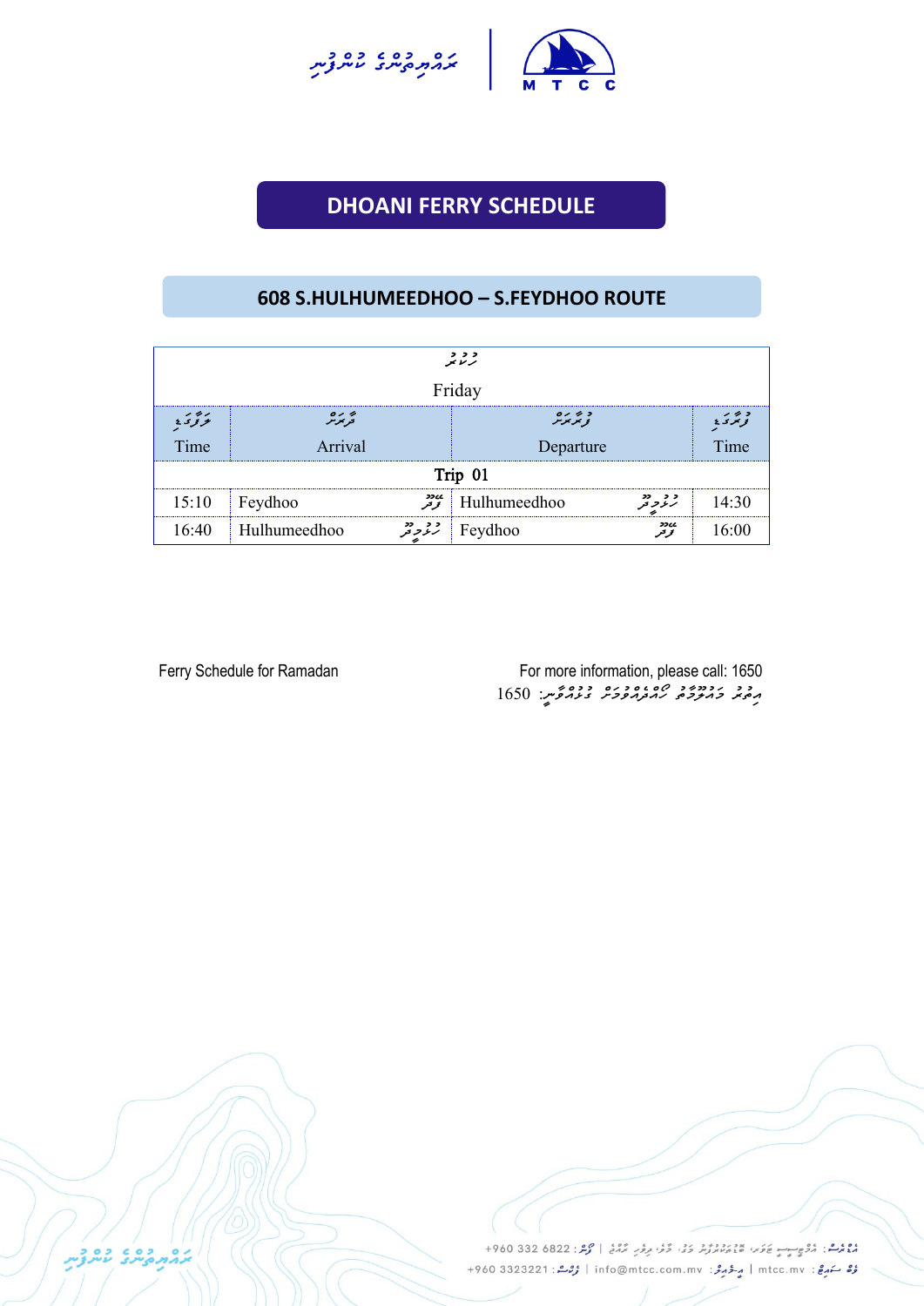# DHOANI FERRY SCHEDULE

## 608 S.HULHUMEEDHOO – S.FEYDHOO ROUTE

| ހުކުރު Friday | | | |
|---|---|---|---|
| ވަގުތު Time | ފޯރަނ Arrival | ފުރަނ Departure | ފުރާގަޑި Time |
| **Trip 01** | | | |
| 15:10 | Feydhoo ފޭދޫ | Hulhumeedhoo ހުޅުމީދޫ | 14:30 |
| 16:40 | Hulhumeedhoo ހުޅުމީދޫ | Feydhoo ފޭދޫ | 16:00 |

Ferry Schedule for Ramadan

For more information, please call: 1650
އިތުރު މަޢުލޫމާތު ހޯދުމަށް ގުޅުއްވާނީ: 1650